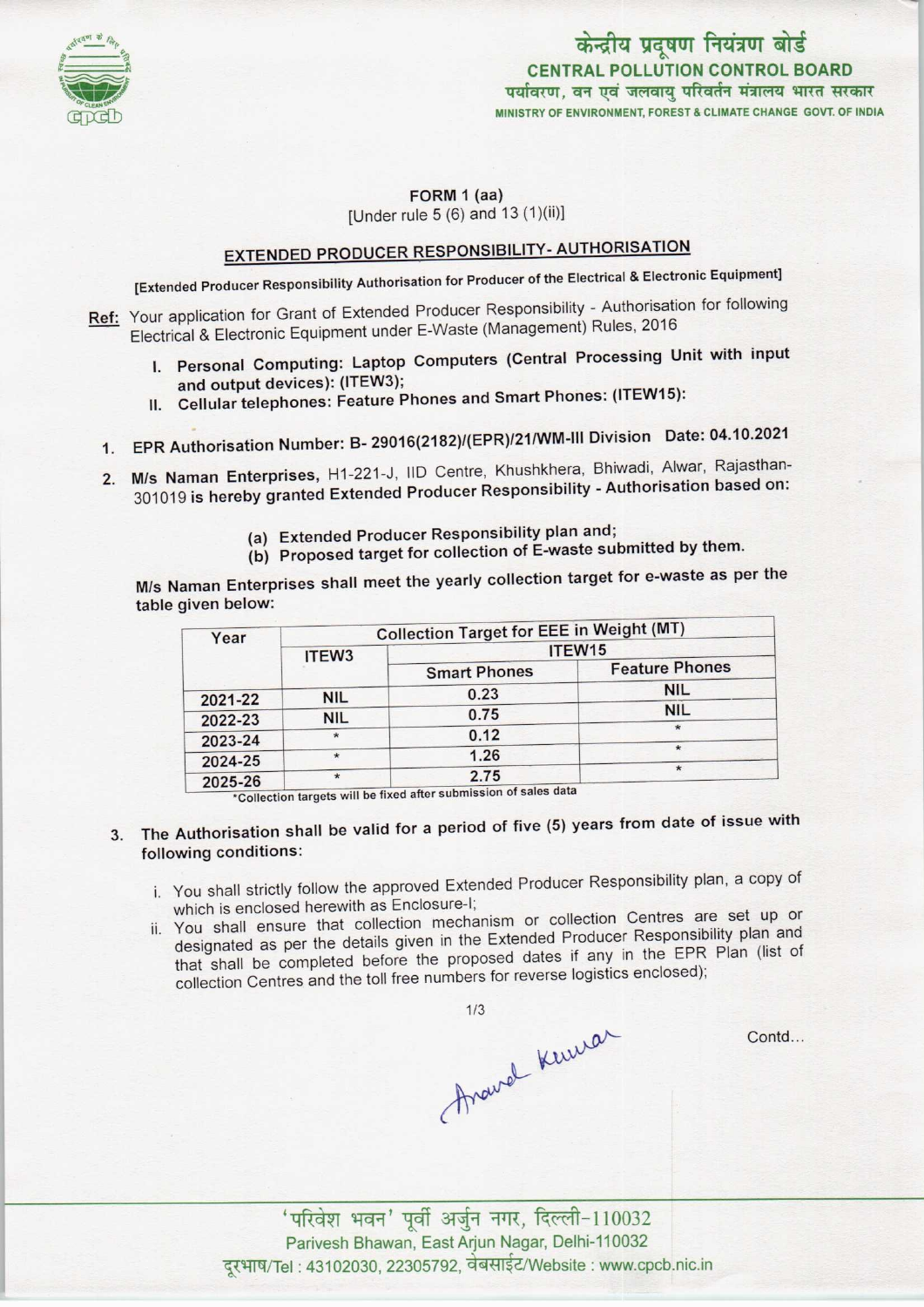केन्द्रीय प्रदूषण नियंत्रण बोर्ड
**CENTRAL POLLUTION CONTROL BOARD**
पर्यावरण, वन एवं जलवायु परिवर्तन मंत्रालय भारत सरकार
MINISTRY OF ENVIRONMENT, FOREST & CLIMATE CHANGE GOVT. OF INDIA

**FORM 1 (aa)**
[Under rule 5 (6) and 13 (1)(ii)]

## EXTENDED PRODUCER RESPONSIBILITY- AUTHORISATION

[Extended Producer Responsibility Authorisation for Producer of the Electrical & Electronic Equipment]

**Ref:** Your application for Grant of Extended Producer Responsibility - Authorisation for following Electrical & Electronic Equipment under E-Waste (Management) Rules, 2016

I. **Personal Computing: Laptop Computers (Central Processing Unit with input and output devices): (ITEW3);**
II. **Cellular telephones: Feature Phones and Smart Phones: (ITEW15):**

1. **EPR Authorisation Number: B- 29016(2182)/(EPR)/21/WM-III Division Date: 04.10.2021**
2. **M/s Naman Enterprises**, H1-221-J, IID Centre, Khushkhera, Bhiwadi, Alwar, Rajasthan-301019 **is hereby granted Extended Producer Responsibility - Authorisation based on:**
   (a) **Extended Producer Responsibility plan and;**
   (b) **Proposed target for collection of E-waste submitted by them.**

   M/s Naman Enterprises shall meet the yearly collection target for e-waste as per the table given below:

| Year | Collection Target for EEE in Weight (MT) | | |
|---|---|---|---|
| | ITEW3 | ITEW15 | |
| | | Smart Phones | Feature Phones |
| 2021-22 | NIL | 0.23 | NIL |
| 2022-23 | NIL | 0.75 | NIL |
| 2023-24 | * | 0.12 | * |
| 2024-25 | * | 1.26 | * |
| 2025-26 | * | 2.75 | * |

*Collection targets will be fixed after submission of sales data

3. **The Authorisation shall be valid for a period of five (5) years from date of issue with following conditions:**
   i. You shall strictly follow the approved Extended Producer Responsibility plan, a copy of which is enclosed herewith as Enclosure-I;
   ii. You shall ensure that collection mechanism or collection Centres are set up or designated as per the details given in the Extended Producer Responsibility plan and that shall be completed before the proposed dates if any in the EPR Plan (list of collection Centres and the toll free numbers for reverse logistics enclosed);

Contd...

'परिवेश भवन' पूर्वी अर्जुन नगर, दिल्ली-110032
Parivesh Bhawan, East Arjun Nagar, Delhi-110032
दूरभाष/Tel : 43102030, 22305792, वेबसाईट/Website : www.cpcb.nic.in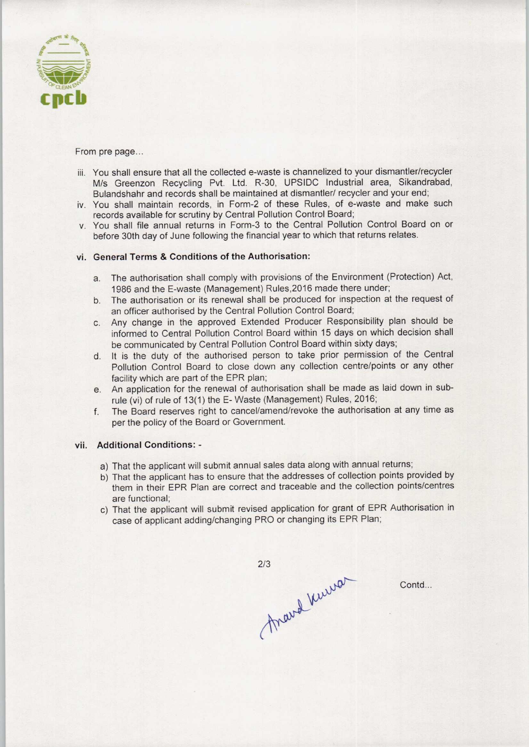From pre page...

iii. You shall ensure that all the collected e-waste is channelized to your dismantler/recycler M/s Greenzon Recycling Pvt. Ltd. R-30, UPSIDC Industrial area, Sikandrabad, Bulandshahr and records shall be maintained at dismantler/ recycler and your end;

iv. You shall maintain records, in Form-2 of these Rules, of e-waste and make such records available for scrutiny by Central Pollution Control Board;

v. You shall file annual returns in Form-3 to the Central Pollution Control Board on or before 30th day of June following the financial year to which that returns relates.

### vi. General Terms & Conditions of the Authorisation:

a. The authorisation shall comply with provisions of the Environment (Protection) Act, 1986 and the E-waste (Management) Rules,2016 made there under;

b. The authorisation or its renewal shall be produced for inspection at the request of an officer authorised by the Central Pollution Control Board;

c. Any change in the approved Extended Producer Responsibility plan should be informed to Central Pollution Control Board within 15 days on which decision shall be communicated by Central Pollution Control Board within sixty days;

d. It is the duty of the authorised person to take prior permission of the Central Pollution Control Board to close down any collection centre/points or any other facility which are part of the EPR plan;

e. An application for the renewal of authorisation shall be made as laid down in sub-rule (vi) of rule of 13(1) the E- Waste (Management) Rules, 2016;

f. The Board reserves right to cancel/amend/revoke the authorisation at any time as per the policy of the Board or Government.

### vii. Additional Conditions: -

a) That the applicant will submit annual sales data along with annual returns;

b) That the applicant has to ensure that the addresses of collection points provided by them in their EPR Plan are correct and traceable and the collection points/centres are functional;

c) That the applicant will submit revised application for grant of EPR Authorisation in case of applicant adding/changing PRO or changing its EPR Plan;

Anand Kumar

Contd...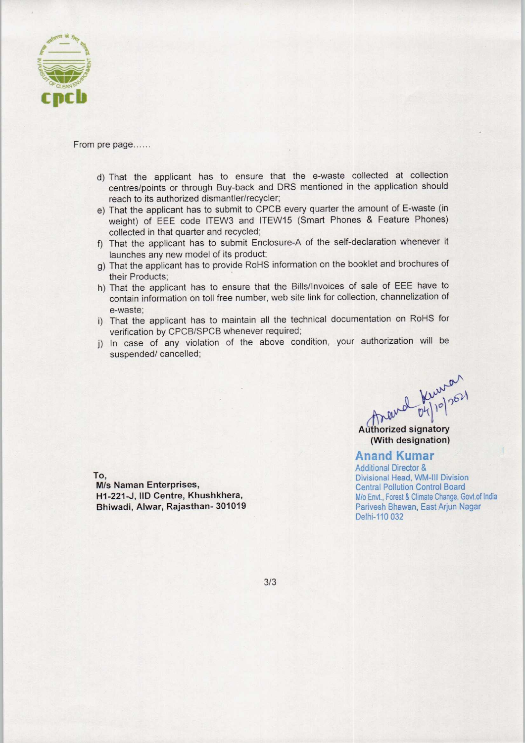From pre page......

d) That the applicant has to ensure that the e-waste collected at collection centres/points or through Buy-back and DRS mentioned in the application should reach to its authorized dismantler/recycler;
e) That the applicant has to submit to CPCB every quarter the amount of E-waste (in weight) of EEE code ITEW3 and ITEW15 (Smart Phones & Feature Phones) collected in that quarter and recycled;
f) That the applicant has to submit Enclosure-A of the self-declaration whenever it launches any new model of its product;
g) That the applicant has to provide RoHS information on the booklet and brochures of their Products;
h) That the applicant has to ensure that the Bills/Invoices of sale of EEE have to contain information on toll free number, web site link for collection, channelization of e-waste;
i) That the applicant has to maintain all the technical documentation on RoHS for verification by CPCB/SPCB whenever required;
j) In case of any violation of the above condition, your authorization will be suspended/ cancelled;

Anand Kumar 04/10/2021

**Authorized signatory**
**(With designation)**

**Anand Kumar**
Additional Director &
Divisional Head, WM-III Division
Central Pollution Control Board
M/o Envt., Forest & Climate Change, Govt.of India
Parivesh Bhawan, East Arjun Nagar
Delhi-110 032

To,
**M/s Naman Enterprises,**
**H1-221-J, IID Centre, Khushkhera,**
**Bhiwadi, Alwar, Rajasthan- 301019**